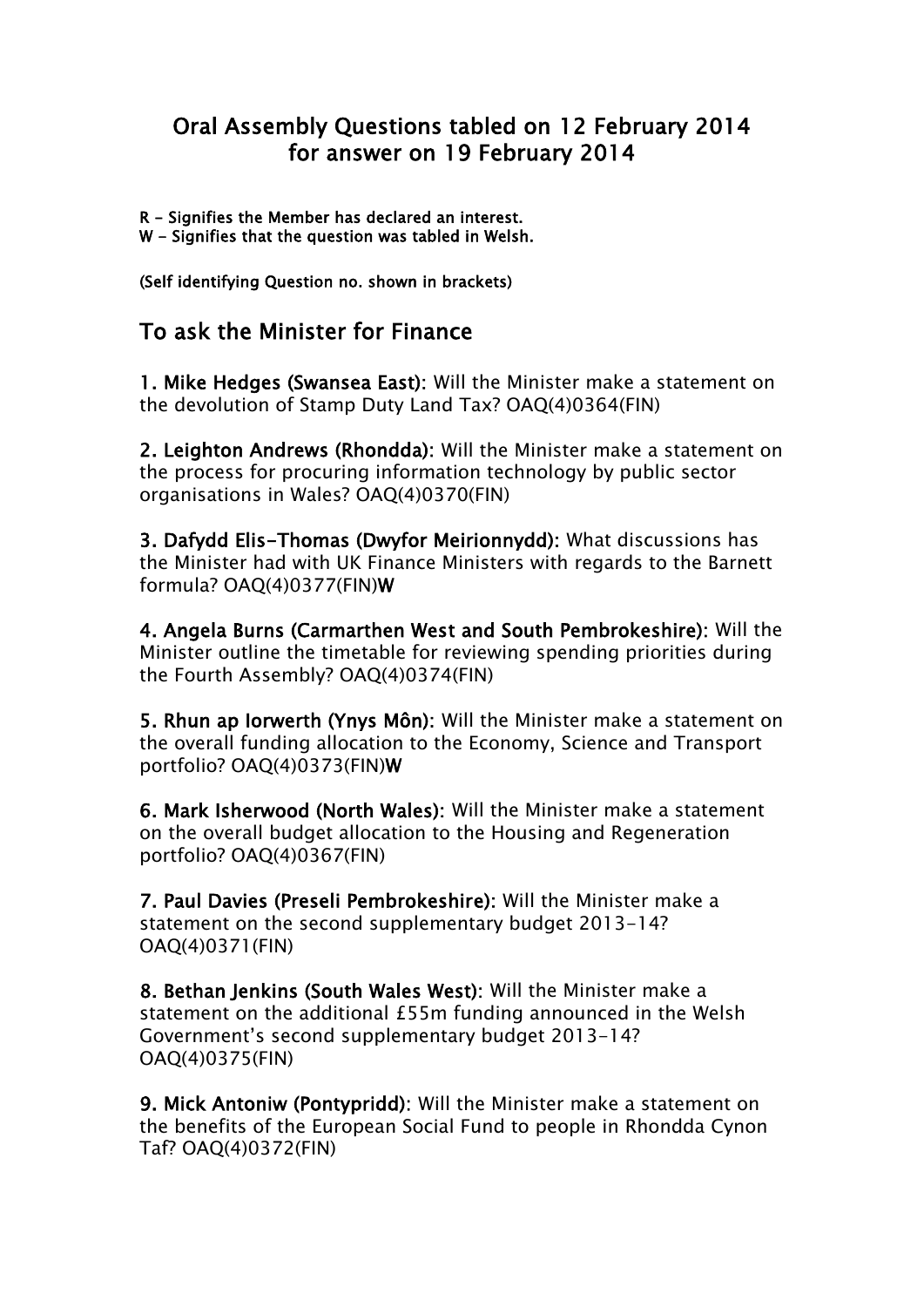# Oral Assembly Questions tabled on 12 February 2014 for answer on 19 February 2014

**R - Signifies the Member has declared an interest.**
**W - Signifies that the question was tabled in Welsh.**

**(Self identifying Question no. shown in brackets)**

## To ask the Minister for Finance

**1. Mike Hedges (Swansea East):** Will the Minister make a statement on the devolution of Stamp Duty Land Tax? OAQ(4)0364(FIN)

**2. Leighton Andrews (Rhondda):** Will the Minister make a statement on the process for procuring information technology by public sector organisations in Wales? OAQ(4)0370(FIN)

**3. Dafydd Elis-Thomas (Dwyfor Meirionnydd):** What discussions has the Minister had with UK Finance Ministers with regards to the Barnett formula? OAQ(4)0377(FIN)**W**

**4. Angela Burns (Carmarthen West and South Pembrokeshire):** Will the Minister outline the timetable for reviewing spending priorities during the Fourth Assembly? OAQ(4)0374(FIN)

**5. Rhun ap Iorwerth (Ynys Môn):** Will the Minister make a statement on the overall funding allocation to the Economy, Science and Transport portfolio? OAQ(4)0373(FIN)**W**

**6. Mark Isherwood (North Wales):** Will the Minister make a statement on the overall budget allocation to the Housing and Regeneration portfolio? OAQ(4)0367(FIN)

**7. Paul Davies (Preseli Pembrokeshire):** Will the Minister make a statement on the second supplementary budget 2013-14? OAQ(4)0371(FIN)

**8. Bethan Jenkins (South Wales West):** Will the Minister make a statement on the additional £55m funding announced in the Welsh Government's second supplementary budget 2013-14? OAQ(4)0375(FIN)

**9. Mick Antoniw (Pontypridd):** Will the Minister make a statement on the benefits of the European Social Fund to people in Rhondda Cynon Taf? OAQ(4)0372(FIN)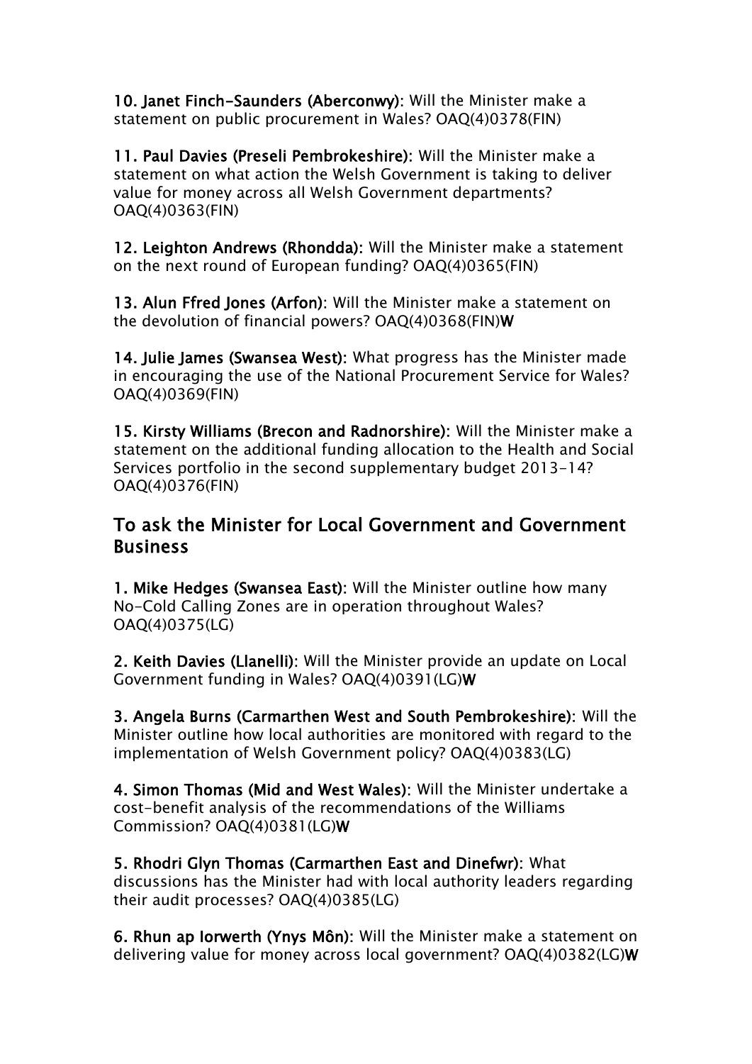**10. Janet Finch-Saunders (Aberconwy):** Will the Minister make a statement on public procurement in Wales? OAQ(4)0378(FIN)

**11. Paul Davies (Preseli Pembrokeshire):** Will the Minister make a statement on what action the Welsh Government is taking to deliver value for money across all Welsh Government departments? OAQ(4)0363(FIN)

**12. Leighton Andrews (Rhondda):** Will the Minister make a statement on the next round of European funding? OAQ(4)0365(FIN)

**13. Alun Ffred Jones (Arfon):** Will the Minister make a statement on the devolution of financial powers? OAQ(4)0368(FIN)**W**

**14. Julie James (Swansea West):** What progress has the Minister made in encouraging the use of the National Procurement Service for Wales? OAQ(4)0369(FIN)

**15. Kirsty Williams (Brecon and Radnorshire):** Will the Minister make a statement on the additional funding allocation to the Health and Social Services portfolio in the second supplementary budget 2013-14? OAQ(4)0376(FIN)

## To ask the Minister for Local Government and Government Business

**1. Mike Hedges (Swansea East):** Will the Minister outline how many No-Cold Calling Zones are in operation throughout Wales? OAQ(4)0375(LG)

**2. Keith Davies (Llanelli):** Will the Minister provide an update on Local Government funding in Wales? OAQ(4)0391(LG)**W**

**3. Angela Burns (Carmarthen West and South Pembrokeshire):** Will the Minister outline how local authorities are monitored with regard to the implementation of Welsh Government policy? OAQ(4)0383(LG)

**4. Simon Thomas (Mid and West Wales):** Will the Minister undertake a cost-benefit analysis of the recommendations of the Williams Commission? OAQ(4)0381(LG)**W**

**5. Rhodri Glyn Thomas (Carmarthen East and Dinefwr):** What discussions has the Minister had with local authority leaders regarding their audit processes? OAQ(4)0385(LG)

**6. Rhun ap Iorwerth (Ynys Môn):** Will the Minister make a statement on delivering value for money across local government? OAQ(4)0382(LG)**W**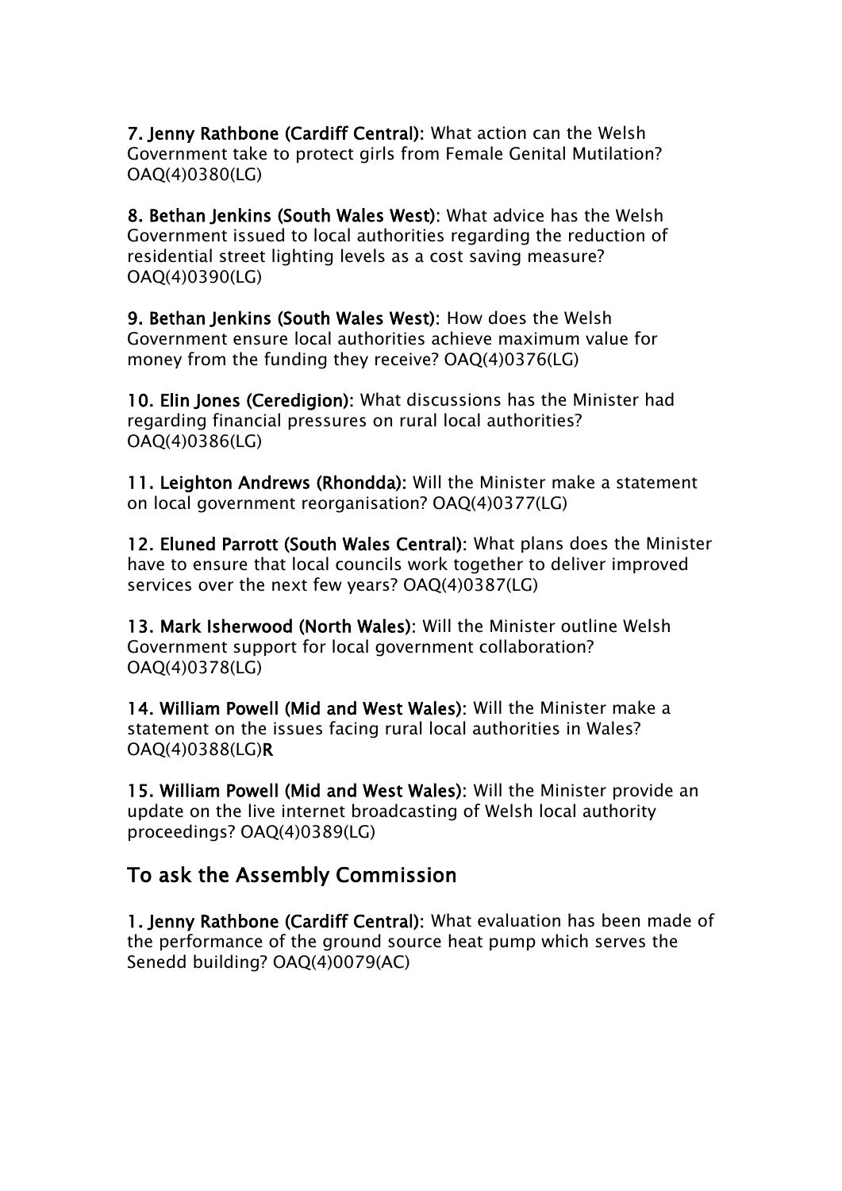**7. Jenny Rathbone (Cardiff Central):** What action can the Welsh Government take to protect girls from Female Genital Mutilation? OAQ(4)0380(LG)

**8. Bethan Jenkins (South Wales West):** What advice has the Welsh Government issued to local authorities regarding the reduction of residential street lighting levels as a cost saving measure? OAQ(4)0390(LG)

**9. Bethan Jenkins (South Wales West):** How does the Welsh Government ensure local authorities achieve maximum value for money from the funding they receive? OAQ(4)0376(LG)

**10. Elin Jones (Ceredigion):** What discussions has the Minister had regarding financial pressures on rural local authorities? OAQ(4)0386(LG)

**11. Leighton Andrews (Rhondda):** Will the Minister make a statement on local government reorganisation? OAQ(4)0377(LG)

**12. Eluned Parrott (South Wales Central):** What plans does the Minister have to ensure that local councils work together to deliver improved services over the next few years? OAQ(4)0387(LG)

**13. Mark Isherwood (North Wales):** Will the Minister outline Welsh Government support for local government collaboration? OAQ(4)0378(LG)

**14. William Powell (Mid and West Wales):** Will the Minister make a statement on the issues facing rural local authorities in Wales? OAQ(4)0388(LG)**R**

**15. William Powell (Mid and West Wales):** Will the Minister provide an update on the live internet broadcasting of Welsh local authority proceedings? OAQ(4)0389(LG)

## To ask the Assembly Commission

**1. Jenny Rathbone (Cardiff Central):** What evaluation has been made of the performance of the ground source heat pump which serves the Senedd building? OAQ(4)0079(AC)